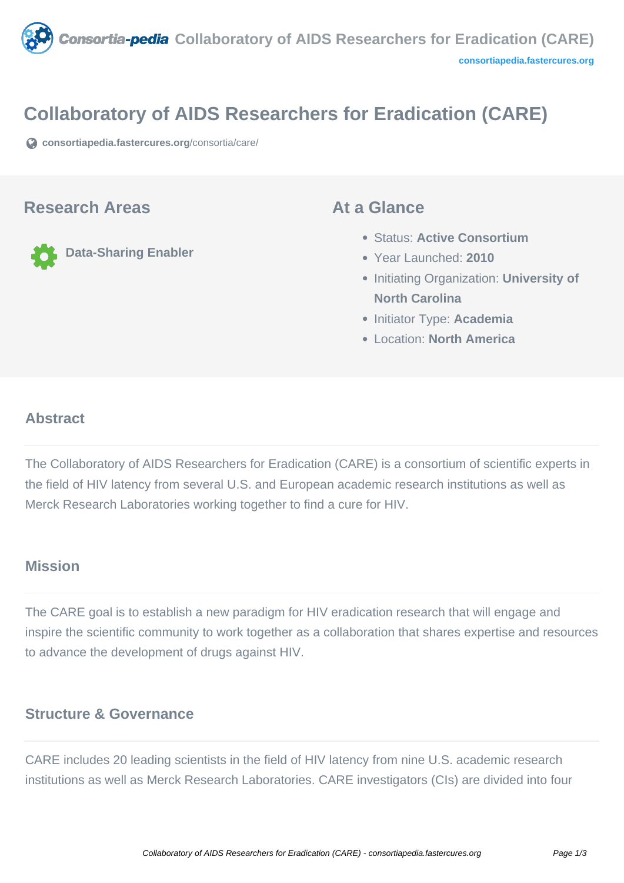# Collaboratory of AIDS Researchers for Eradication (CARE)

consortiapedia.fastercures.org/consortia/care/

## Research Areas

Data-Sharing Enabler

## At a Glance

- Status: **Active Consortium**
- Year Launched: **2010**
- Initiating Organization: **University of North Carolina**
- Initiator Type: **Academia**
- Location: **North America**

### Abstract

The Collaboratory of AIDS Researchers for Eradication (CARE) is a consortium of scientific experts in the field of HIV latency from several U.S. and European academic research institutions as well as Merck Research Laboratories working together to find a cure for HIV.

### Mission

The CARE goal is to establish a new paradigm for HIV eradication research that will engage and inspire the scientific community to work together as a collaboration that shares expertise and resources to advance the development of drugs against HIV.

### Structure & Governance

CARE includes 20 leading scientists in the field of HIV latency from nine U.S. academic research institutions as well as Merck Research Laboratories. CARE investigators (CIs) are divided into four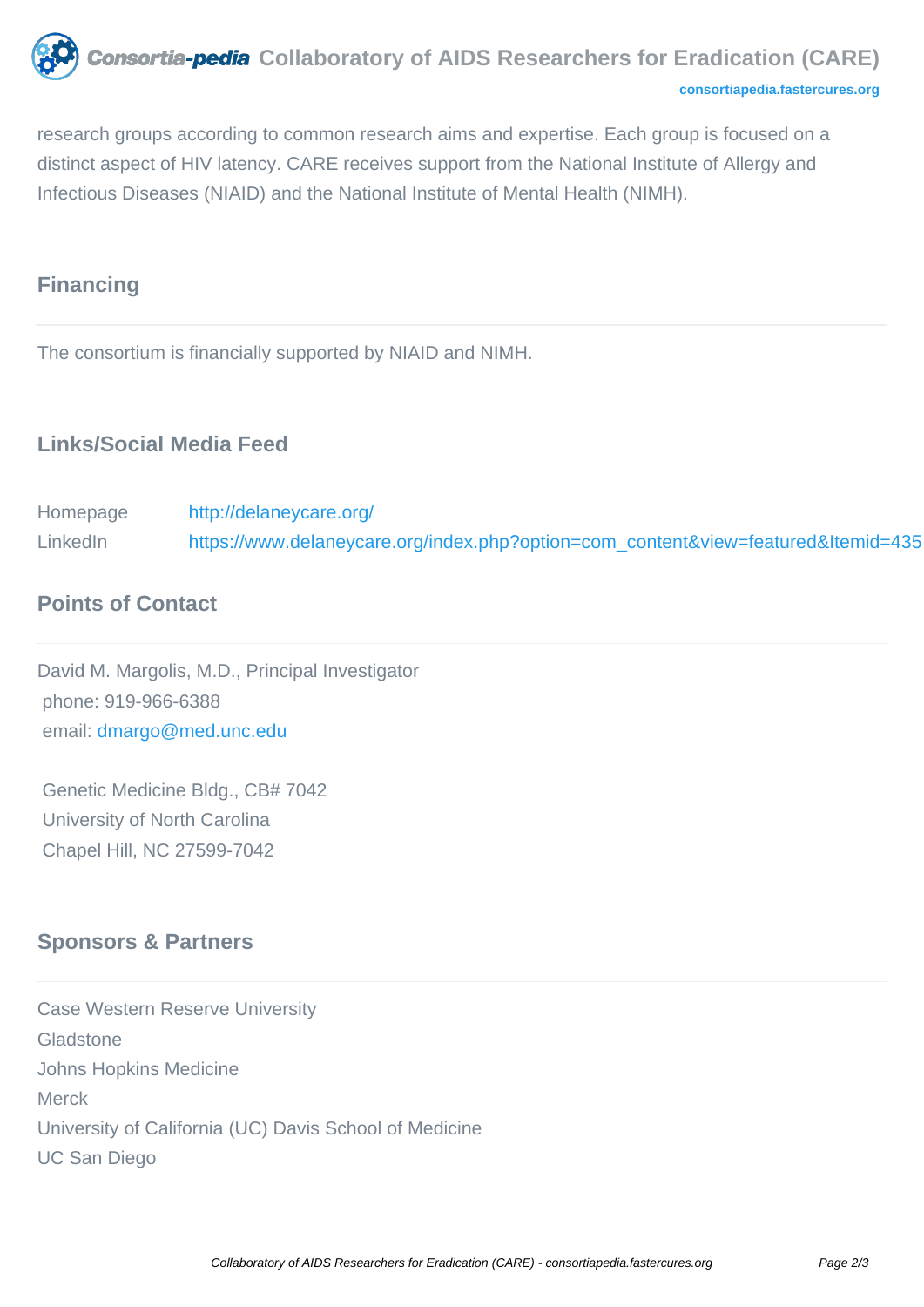research groups according to common research aims and expertise. Each group is focused on a distinct aspect of HIV latency. CARE receives support from the National Institute of Allergy and Infectious Diseases (NIAID) and the National Institute of Mental Health (NIMH).

## Financing

The consortium is financially supported by NIAID and NIMH.

## Links/Social Media Feed

| | |
|---|---|
| Homepage | http://delaneycare.org/ |
| LinkedIn | https://www.delaneycare.org/index.php?option=com_content&view=featured&Itemid=435 |

## Points of Contact

David M. Margolis, M.D., Principal Investigator
phone: 919-966-6388
email: dmargo@med.unc.edu

Genetic Medicine Bldg., CB# 7042
University of North Carolina
Chapel Hill, NC 27599-7042

## Sponsors & Partners

Case Western Reserve University
Gladstone
Johns Hopkins Medicine
Merck
University of California (UC) Davis School of Medicine
UC San Diego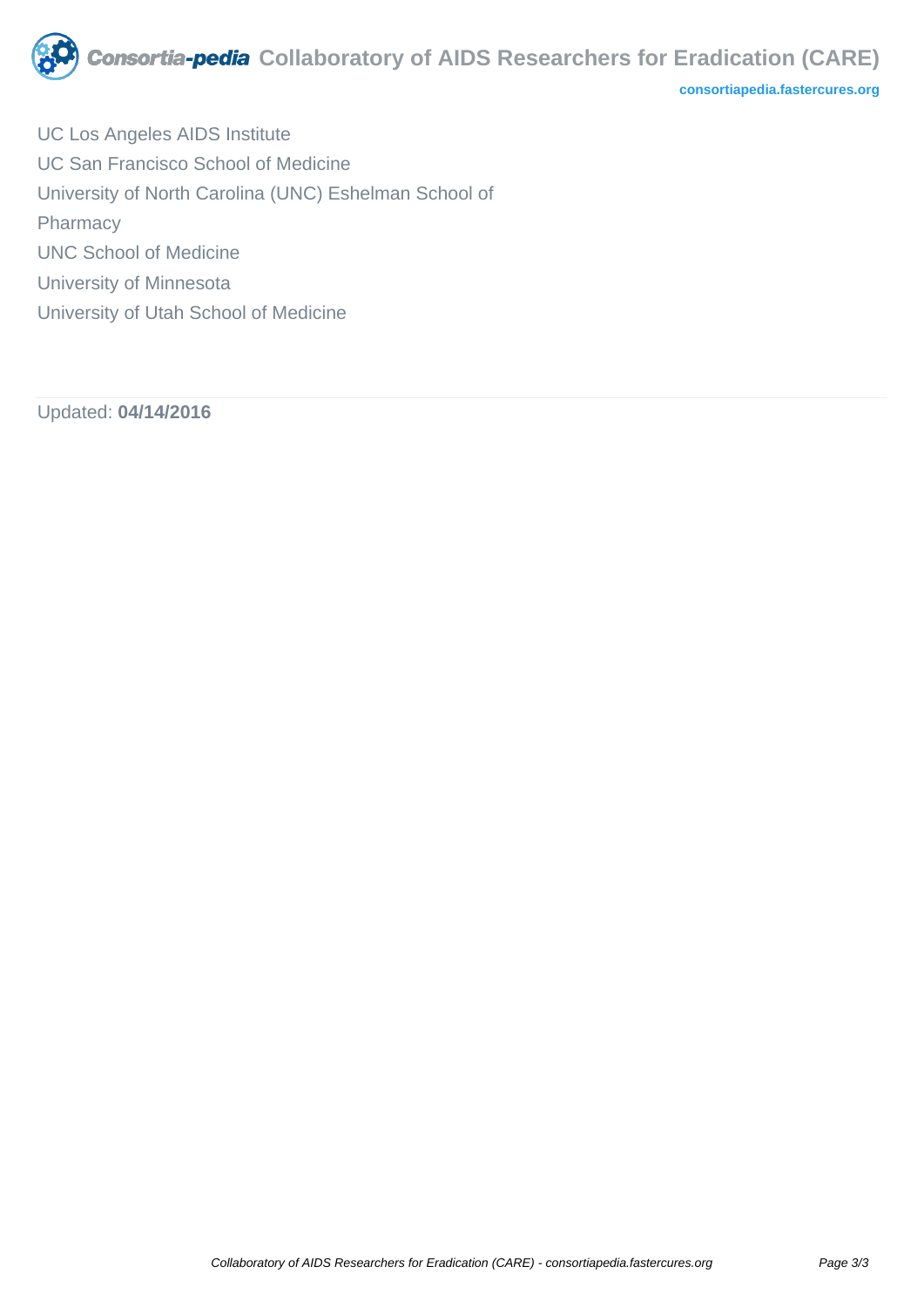UC Los Angeles AIDS Institute
UC San Francisco School of Medicine
University of North Carolina (UNC) Eshelman School of Pharmacy
UNC School of Medicine
University of Minnesota
University of Utah School of Medicine

Updated: **04/14/2016**